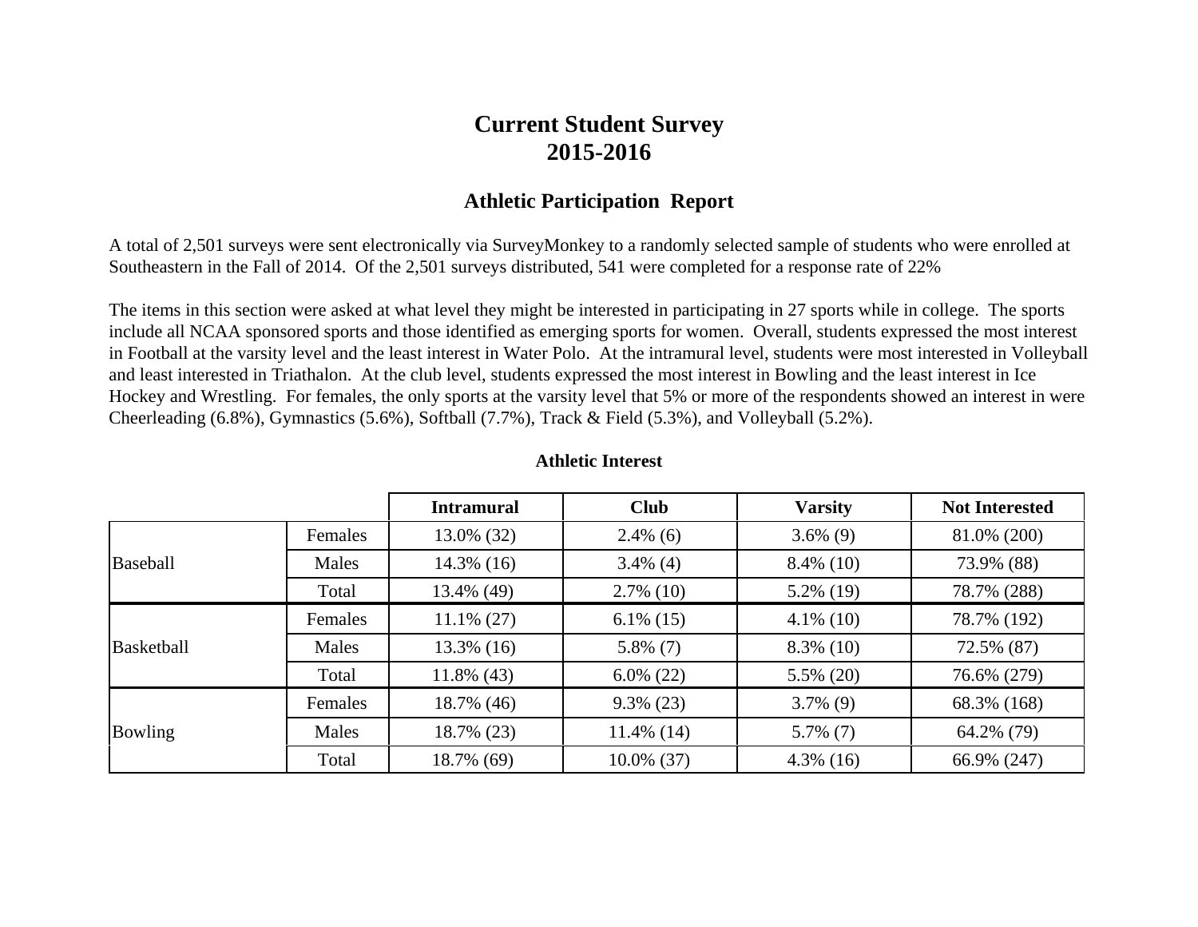# Current Student Survey
# 2015-2016

## Athletic Participation Report

A total of 2,501 surveys were sent electronically via SurveyMonkey to a randomly selected sample of students who were enrolled at Southeastern in the Fall of 2014. Of the 2,501 surveys distributed, 541 were completed for a response rate of 22%

The items in this section were asked at what level they might be interested in participating in 27 sports while in college. The sports include all NCAA sponsored sports and those identified as emerging sports for women. Overall, students expressed the most interest in Football at the varsity level and the least interest in Water Polo. At the intramural level, students were most interested in Volleyball and least interested in Triathalon. At the club level, students expressed the most interest in Bowling and the least interest in Ice Hockey and Wrestling. For females, the only sports at the varsity level that 5% or more of the respondents showed an interest in were Cheerleading (6.8%), Gymnastics (5.6%), Softball (7.7%), Track & Field (5.3%), and Volleyball (5.2%).

### Athletic Interest

| | | Intramural | Club | Varsity | Not Interested |
|---|---|---|---|---|---|
| Baseball | Females | 13.0% (32) | 2.4% (6) | 3.6% (9) | 81.0% (200) |
| | Males | 14.3% (16) | 3.4% (4) | 8.4% (10) | 73.9% (88) |
| | Total | 13.4% (49) | 2.7% (10) | 5.2% (19) | 78.7% (288) |
| Basketball | Females | 11.1% (27) | 6.1% (15) | 4.1% (10) | 78.7% (192) |
| | Males | 13.3% (16) | 5.8% (7) | 8.3% (10) | 72.5% (87) |
| | Total | 11.8% (43) | 6.0% (22) | 5.5% (20) | 76.6% (279) |
| Bowling | Females | 18.7% (46) | 9.3% (23) | 3.7% (9) | 68.3% (168) |
| | Males | 18.7% (23) | 11.4% (14) | 5.7% (7) | 64.2% (79) |
| | Total | 18.7% (69) | 10.0% (37) | 4.3% (16) | 66.9% (247) |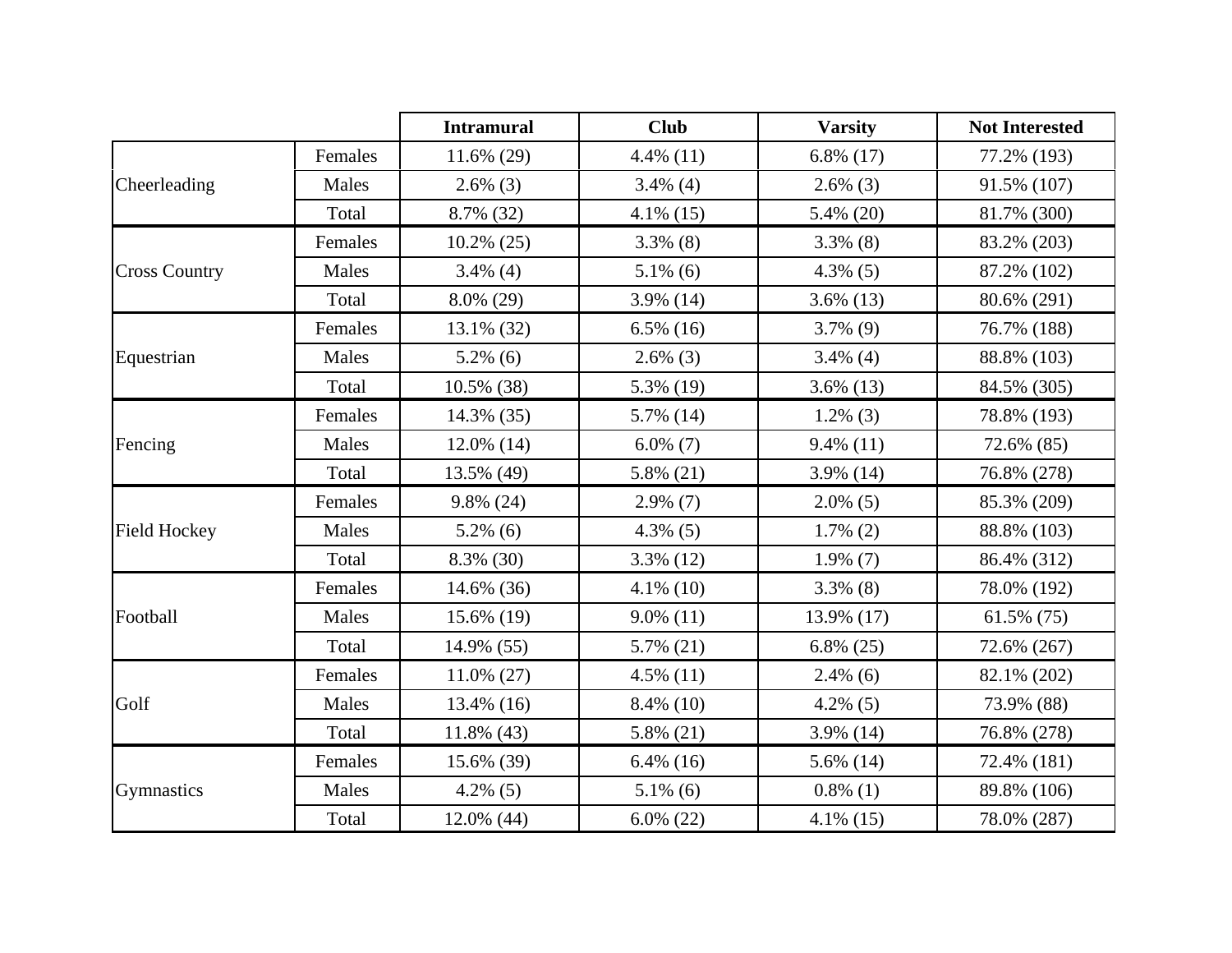| | | Intramural | Club | Varsity | Not Interested |
|---|---|---|---|---|---|
| Cheerleading | Females | 11.6% (29) | 4.4% (11) | 6.8% (17) | 77.2% (193) |
| | Males | 2.6% (3) | 3.4% (4) | 2.6% (3) | 91.5% (107) |
| | Total | 8.7% (32) | 4.1% (15) | 5.4% (20) | 81.7% (300) |
| Cross Country | Females | 10.2% (25) | 3.3% (8) | 3.3% (8) | 83.2% (203) |
| | Males | 3.4% (4) | 5.1% (6) | 4.3% (5) | 87.2% (102) |
| | Total | 8.0% (29) | 3.9% (14) | 3.6% (13) | 80.6% (291) |
| Equestrian | Females | 13.1% (32) | 6.5% (16) | 3.7% (9) | 76.7% (188) |
| | Males | 5.2% (6) | 2.6% (3) | 3.4% (4) | 88.8% (103) |
| | Total | 10.5% (38) | 5.3% (19) | 3.6% (13) | 84.5% (305) |
| Fencing | Females | 14.3% (35) | 5.7% (14) | 1.2% (3) | 78.8% (193) |
| | Males | 12.0% (14) | 6.0% (7) | 9.4% (11) | 72.6% (85) |
| | Total | 13.5% (49) | 5.8% (21) | 3.9% (14) | 76.8% (278) |
| Field Hockey | Females | 9.8% (24) | 2.9% (7) | 2.0% (5) | 85.3% (209) |
| | Males | 5.2% (6) | 4.3% (5) | 1.7% (2) | 88.8% (103) |
| | Total | 8.3% (30) | 3.3% (12) | 1.9% (7) | 86.4% (312) |
| Football | Females | 14.6% (36) | 4.1% (10) | 3.3% (8) | 78.0% (192) |
| | Males | 15.6% (19) | 9.0% (11) | 13.9% (17) | 61.5% (75) |
| | Total | 14.9% (55) | 5.7% (21) | 6.8% (25) | 72.6% (267) |
| Golf | Females | 11.0% (27) | 4.5% (11) | 2.4% (6) | 82.1% (202) |
| | Males | 13.4% (16) | 8.4% (10) | 4.2% (5) | 73.9% (88) |
| | Total | 11.8% (43) | 5.8% (21) | 3.9% (14) | 76.8% (278) |
| Gymnastics | Females | 15.6% (39) | 6.4% (16) | 5.6% (14) | 72.4% (181) |
| | Males | 4.2% (5) | 5.1% (6) | 0.8% (1) | 89.8% (106) |
| | Total | 12.0% (44) | 6.0% (22) | 4.1% (15) | 78.0% (287) |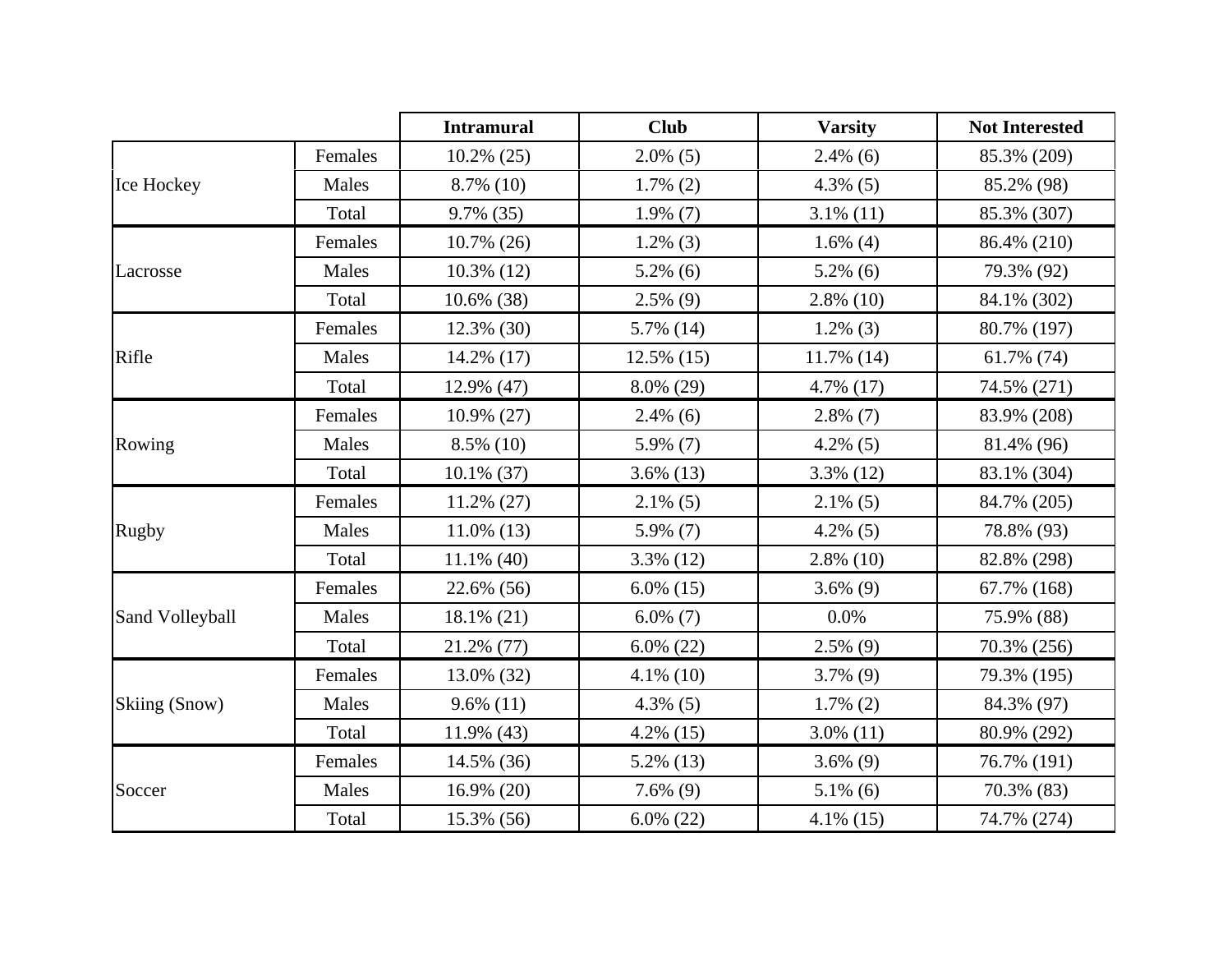| | | Intramural | Club | Varsity | Not Interested |
|---|---|---|---|---|---|
| Ice Hockey | Females | 10.2% (25) | 2.0% (5) | 2.4% (6) | 85.3% (209) |
| | Males | 8.7% (10) | 1.7% (2) | 4.3% (5) | 85.2% (98) |
| | Total | 9.7% (35) | 1.9% (7) | 3.1% (11) | 85.3% (307) |
| Lacrosse | Females | 10.7% (26) | 1.2% (3) | 1.6% (4) | 86.4% (210) |
| | Males | 10.3% (12) | 5.2% (6) | 5.2% (6) | 79.3% (92) |
| | Total | 10.6% (38) | 2.5% (9) | 2.8% (10) | 84.1% (302) |
| Rifle | Females | 12.3% (30) | 5.7% (14) | 1.2% (3) | 80.7% (197) |
| | Males | 14.2% (17) | 12.5% (15) | 11.7% (14) | 61.7% (74) |
| | Total | 12.9% (47) | 8.0% (29) | 4.7% (17) | 74.5% (271) |
| Rowing | Females | 10.9% (27) | 2.4% (6) | 2.8% (7) | 83.9% (208) |
| | Males | 8.5% (10) | 5.9% (7) | 4.2% (5) | 81.4% (96) |
| | Total | 10.1% (37) | 3.6% (13) | 3.3% (12) | 83.1% (304) |
| Rugby | Females | 11.2% (27) | 2.1% (5) | 2.1% (5) | 84.7% (205) |
| | Males | 11.0% (13) | 5.9% (7) | 4.2% (5) | 78.8% (93) |
| | Total | 11.1% (40) | 3.3% (12) | 2.8% (10) | 82.8% (298) |
| Sand Volleyball | Females | 22.6% (56) | 6.0% (15) | 3.6% (9) | 67.7% (168) |
| | Males | 18.1% (21) | 6.0% (7) | 0.0% | 75.9% (88) |
| | Total | 21.2% (77) | 6.0% (22) | 2.5% (9) | 70.3% (256) |
| Skiing (Snow) | Females | 13.0% (32) | 4.1% (10) | 3.7% (9) | 79.3% (195) |
| | Males | 9.6% (11) | 4.3% (5) | 1.7% (2) | 84.3% (97) |
| | Total | 11.9% (43) | 4.2% (15) | 3.0% (11) | 80.9% (292) |
| Soccer | Females | 14.5% (36) | 5.2% (13) | 3.6% (9) | 76.7% (191) |
| | Males | 16.9% (20) | 7.6% (9) | 5.1% (6) | 70.3% (83) |
| | Total | 15.3% (56) | 6.0% (22) | 4.1% (15) | 74.7% (274) |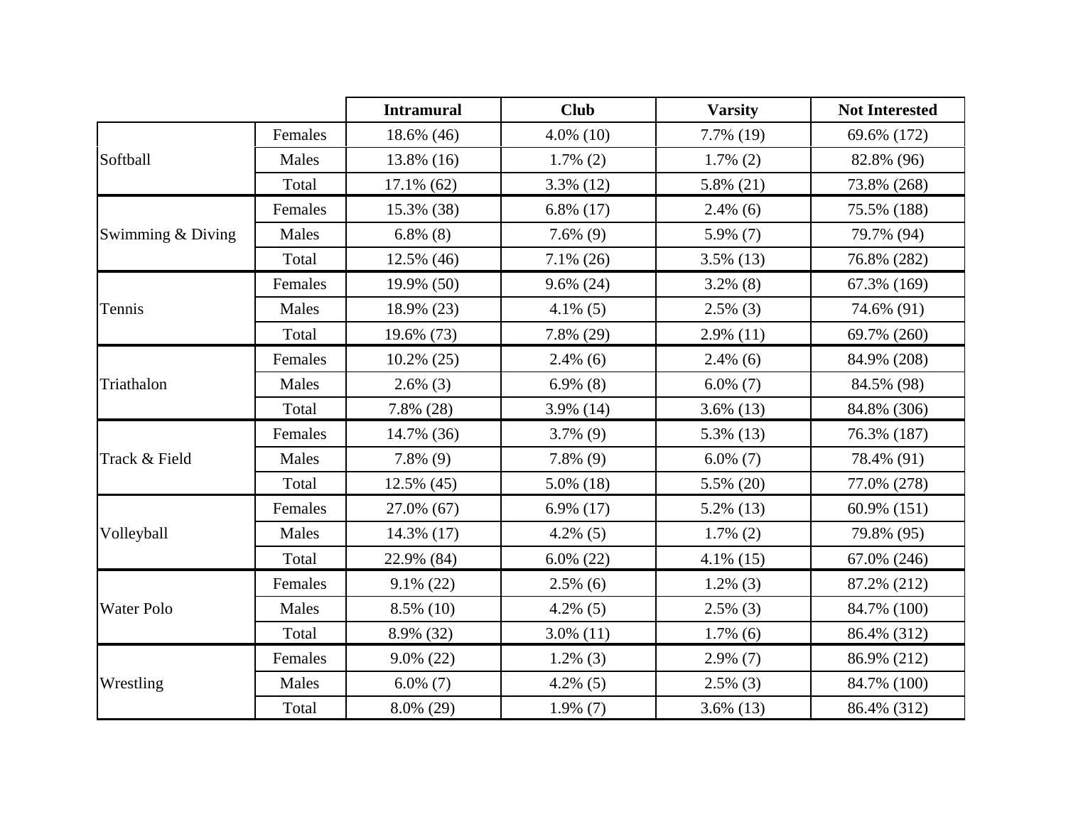| | | Intramural | Club | Varsity | Not Interested |
|---|---|---|---|---|---|
| Softball | Females | 18.6% (46) | 4.0% (10) | 7.7% (19) | 69.6% (172) |
| | Males | 13.8% (16) | 1.7% (2) | 1.7% (2) | 82.8% (96) |
| | Total | 17.1% (62) | 3.3% (12) | 5.8% (21) | 73.8% (268) |
| Swimming & Diving | Females | 15.3% (38) | 6.8% (17) | 2.4% (6) | 75.5% (188) |
| | Males | 6.8% (8) | 7.6% (9) | 5.9% (7) | 79.7% (94) |
| | Total | 12.5% (46) | 7.1% (26) | 3.5% (13) | 76.8% (282) |
| Tennis | Females | 19.9% (50) | 9.6% (24) | 3.2% (8) | 67.3% (169) |
| | Males | 18.9% (23) | 4.1% (5) | 2.5% (3) | 74.6% (91) |
| | Total | 19.6% (73) | 7.8% (29) | 2.9% (11) | 69.7% (260) |
| Triathalon | Females | 10.2% (25) | 2.4% (6) | 2.4% (6) | 84.9% (208) |
| | Males | 2.6% (3) | 6.9% (8) | 6.0% (7) | 84.5% (98) |
| | Total | 7.8% (28) | 3.9% (14) | 3.6% (13) | 84.8% (306) |
| Track & Field | Females | 14.7% (36) | 3.7% (9) | 5.3% (13) | 76.3% (187) |
| | Males | 7.8% (9) | 7.8% (9) | 6.0% (7) | 78.4% (91) |
| | Total | 12.5% (45) | 5.0% (18) | 5.5% (20) | 77.0% (278) |
| Volleyball | Females | 27.0% (67) | 6.9% (17) | 5.2% (13) | 60.9% (151) |
| | Males | 14.3% (17) | 4.2% (5) | 1.7% (2) | 79.8% (95) |
| | Total | 22.9% (84) | 6.0% (22) | 4.1% (15) | 67.0% (246) |
| Water Polo | Females | 9.1% (22) | 2.5% (6) | 1.2% (3) | 87.2% (212) |
| | Males | 8.5% (10) | 4.2% (5) | 2.5% (3) | 84.7% (100) |
| | Total | 8.9% (32) | 3.0% (11) | 1.7% (6) | 86.4% (312) |
| Wrestling | Females | 9.0% (22) | 1.2% (3) | 2.9% (7) | 86.9% (212) |
| | Males | 6.0% (7) | 4.2% (5) | 2.5% (3) | 84.7% (100) |
| | Total | 8.0% (29) | 1.9% (7) | 3.6% (13) | 86.4% (312) |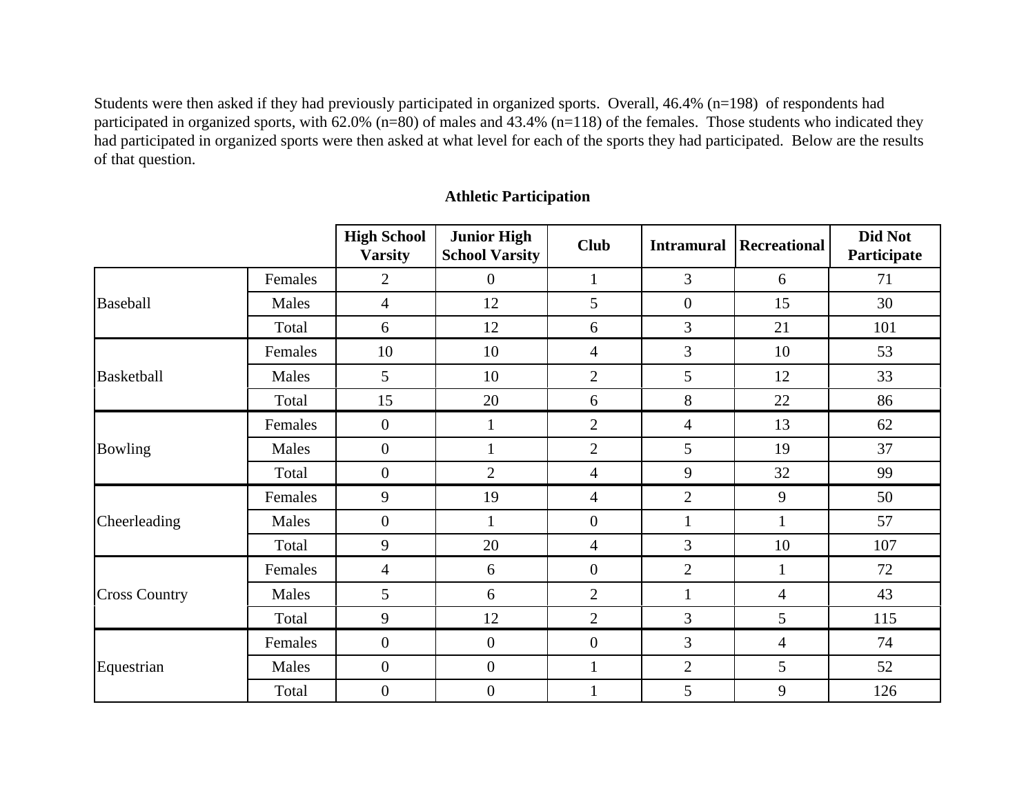Students were then asked if they had previously participated in organized sports. Overall, 46.4% (n=198) of respondents had participated in organized sports, with 62.0% (n=80) of males and 43.4% (n=118) of the females. Those students who indicated they had participated in organized sports were then asked at what level for each of the sports they had participated. Below are the results of that question.

**Athletic Participation**

| | | High School Varsity | Junior High School Varsity | Club | Intramural | Recreational | Did Not Participate |
|---|---|---|---|---|---|---|---|
| Baseball | Females | 2 | 0 | 1 | 3 | 6 | 71 |
| | Males | 4 | 12 | 5 | 0 | 15 | 30 |
| | Total | 6 | 12 | 6 | 3 | 21 | 101 |
| Basketball | Females | 10 | 10 | 4 | 3 | 10 | 53 |
| | Males | 5 | 10 | 2 | 5 | 12 | 33 |
| | Total | 15 | 20 | 6 | 8 | 22 | 86 |
| Bowling | Females | 0 | 1 | 2 | 4 | 13 | 62 |
| | Males | 0 | 1 | 2 | 5 | 19 | 37 |
| | Total | 0 | 2 | 4 | 9 | 32 | 99 |
| Cheerleading | Females | 9 | 19 | 4 | 2 | 9 | 50 |
| | Males | 0 | 1 | 0 | 1 | 1 | 57 |
| | Total | 9 | 20 | 4 | 3 | 10 | 107 |
| Cross Country | Females | 4 | 6 | 0 | 2 | 1 | 72 |
| | Males | 5 | 6 | 2 | 1 | 4 | 43 |
| | Total | 9 | 12 | 2 | 3 | 5 | 115 |
| Equestrian | Females | 0 | 0 | 0 | 3 | 4 | 74 |
| | Males | 0 | 0 | 1 | 2 | 5 | 52 |
| | Total | 0 | 0 | 1 | 5 | 9 | 126 |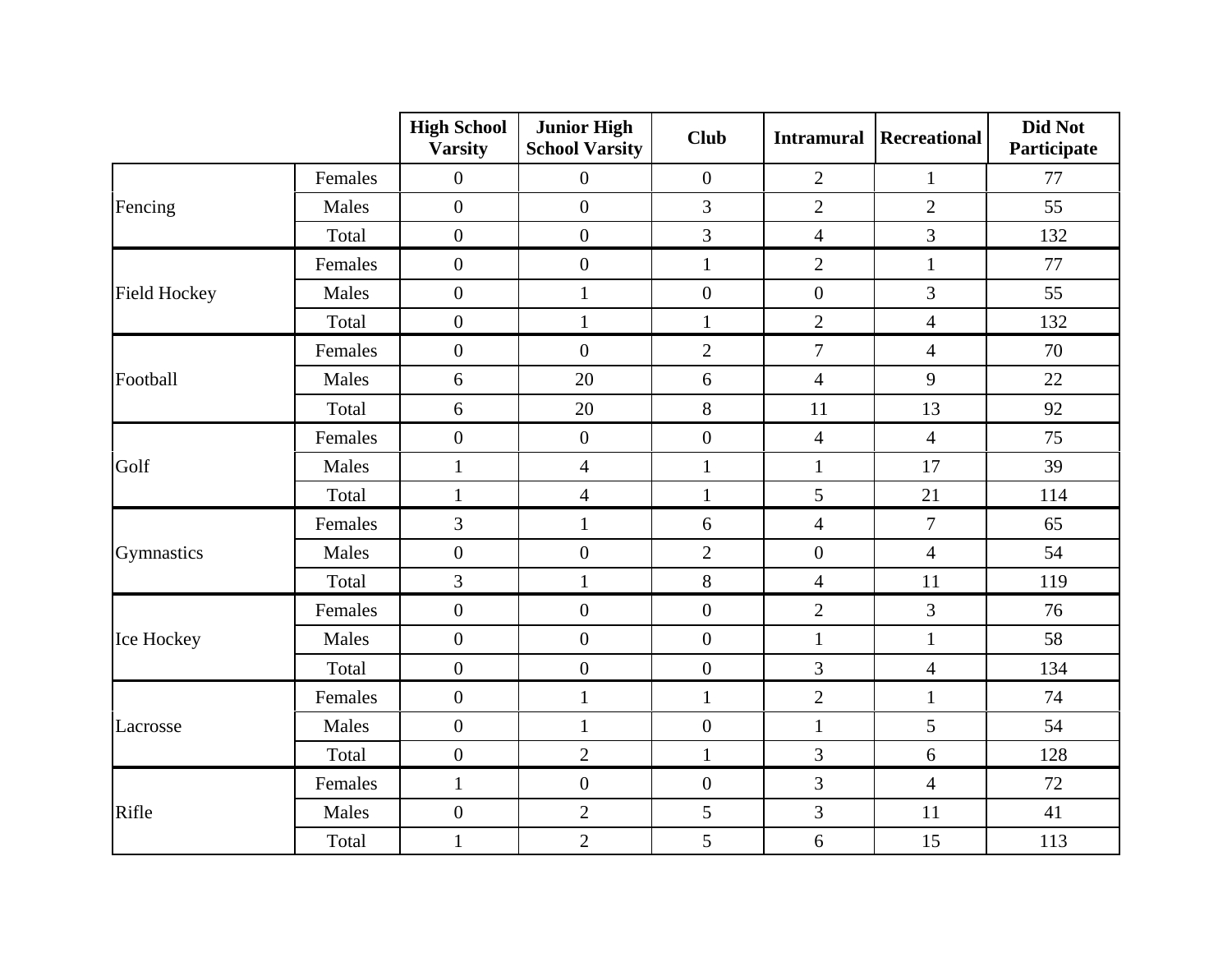| | | High School Varsity | Junior High School Varsity | Club | Intramural | Recreational | Did Not Participate |
|---|---|---|---|---|---|---|---|
| Fencing | Females | 0 | 0 | 0 | 2 | 1 | 77 |
| | Males | 0 | 0 | 3 | 2 | 2 | 55 |
| | Total | 0 | 0 | 3 | 4 | 3 | 132 |
| Field Hockey | Females | 0 | 0 | 1 | 2 | 1 | 77 |
| | Males | 0 | 1 | 0 | 0 | 3 | 55 |
| | Total | 0 | 1 | 1 | 2 | 4 | 132 |
| Football | Females | 0 | 0 | 2 | 7 | 4 | 70 |
| | Males | 6 | 20 | 6 | 4 | 9 | 22 |
| | Total | 6 | 20 | 8 | 11 | 13 | 92 |
| Golf | Females | 0 | 0 | 0 | 4 | 4 | 75 |
| | Males | 1 | 4 | 1 | 1 | 17 | 39 |
| | Total | 1 | 4 | 1 | 5 | 21 | 114 |
| Gymnastics | Females | 3 | 1 | 6 | 4 | 7 | 65 |
| | Males | 0 | 0 | 2 | 0 | 4 | 54 |
| | Total | 3 | 1 | 8 | 4 | 11 | 119 |
| Ice Hockey | Females | 0 | 0 | 0 | 2 | 3 | 76 |
| | Males | 0 | 0 | 0 | 1 | 1 | 58 |
| | Total | 0 | 0 | 0 | 3 | 4 | 134 |
| Lacrosse | Females | 0 | 1 | 1 | 2 | 1 | 74 |
| | Males | 0 | 1 | 0 | 1 | 5 | 54 |
| | Total | 0 | 2 | 1 | 3 | 6 | 128 |
| Rifle | Females | 1 | 0 | 0 | 3 | 4 | 72 |
| | Males | 0 | 2 | 5 | 3 | 11 | 41 |
| | Total | 1 | 2 | 5 | 6 | 15 | 113 |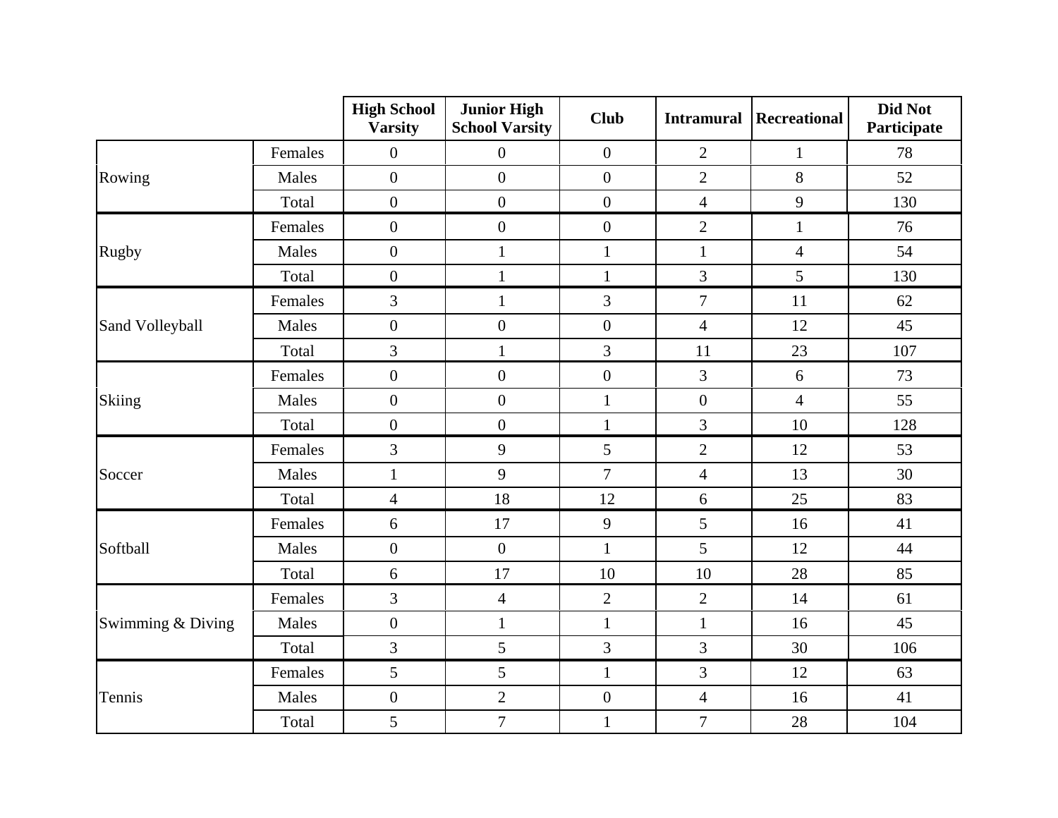| | | High School Varsity | Junior High School Varsity | Club | Intramural | Recreational | Did Not Participate |
|---|---|---|---|---|---|---|---|
| Rowing | Females | 0 | 0 | 0 | 2 | 1 | 78 |
| | Males | 0 | 0 | 0 | 2 | 8 | 52 |
| | Total | 0 | 0 | 0 | 4 | 9 | 130 |
| Rugby | Females | 0 | 0 | 0 | 2 | 1 | 76 |
| | Males | 0 | 1 | 1 | 1 | 4 | 54 |
| | Total | 0 | 1 | 1 | 3 | 5 | 130 |
| Sand Volleyball | Females | 3 | 1 | 3 | 7 | 11 | 62 |
| | Males | 0 | 0 | 0 | 4 | 12 | 45 |
| | Total | 3 | 1 | 3 | 11 | 23 | 107 |
| Skiing | Females | 0 | 0 | 0 | 3 | 6 | 73 |
| | Males | 0 | 0 | 1 | 0 | 4 | 55 |
| | Total | 0 | 0 | 1 | 3 | 10 | 128 |
| Soccer | Females | 3 | 9 | 5 | 2 | 12 | 53 |
| | Males | 1 | 9 | 7 | 4 | 13 | 30 |
| | Total | 4 | 18 | 12 | 6 | 25 | 83 |
| Softball | Females | 6 | 17 | 9 | 5 | 16 | 41 |
| | Males | 0 | 0 | 1 | 5 | 12 | 44 |
| | Total | 6 | 17 | 10 | 10 | 28 | 85 |
| Swimming & Diving | Females | 3 | 4 | 2 | 2 | 14 | 61 |
| | Males | 0 | 1 | 1 | 1 | 16 | 45 |
| | Total | 3 | 5 | 3 | 3 | 30 | 106 |
| Tennis | Females | 5 | 5 | 1 | 3 | 12 | 63 |
| | Males | 0 | 2 | 0 | 4 | 16 | 41 |
| | Total | 5 | 7 | 1 | 7 | 28 | 104 |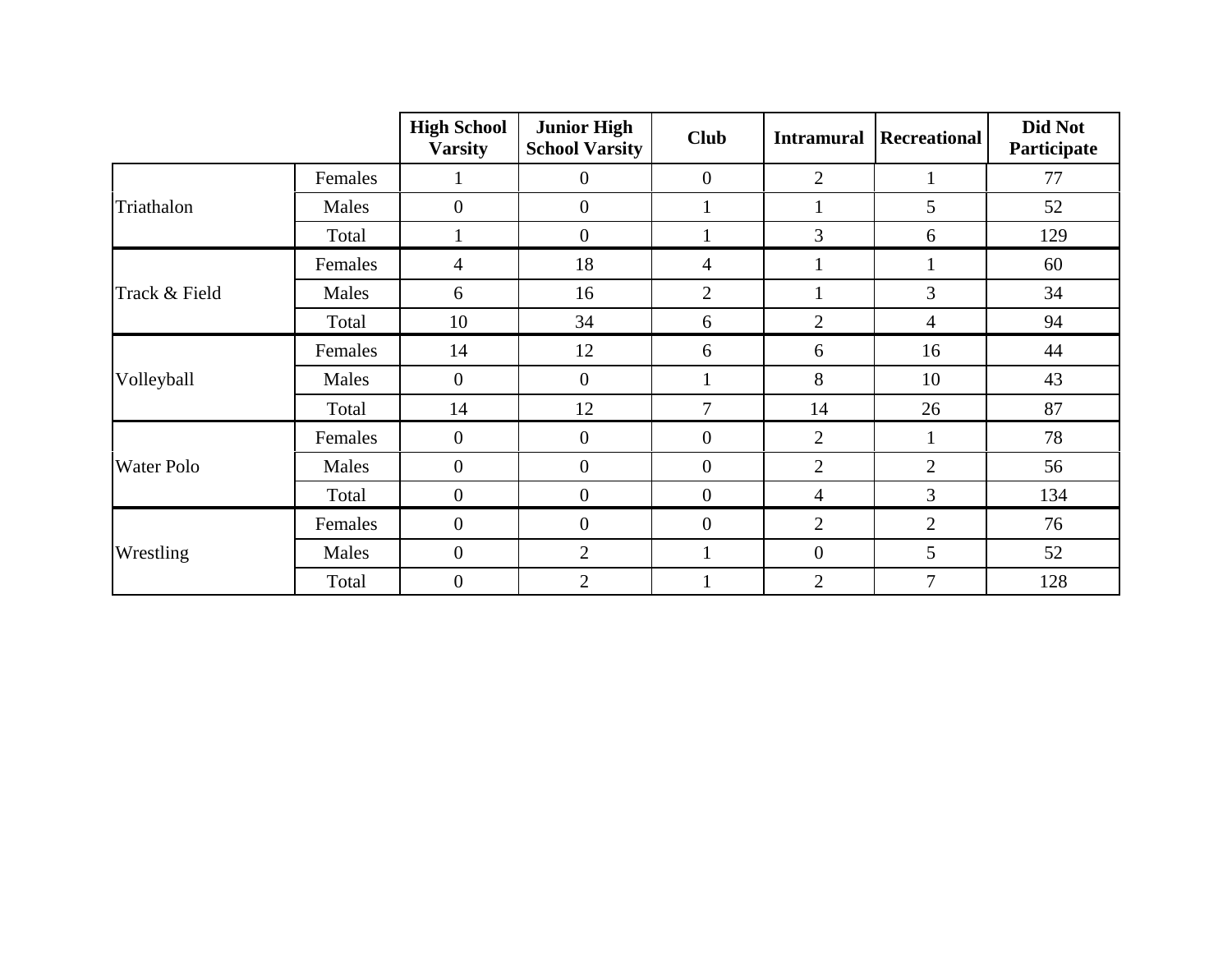| | | High School Varsity | Junior High School Varsity | Club | Intramural | Recreational | Did Not Participate |
|---|---|---|---|---|---|---|---|
| Triathalon | Females | 1 | 0 | 0 | 2 | 1 | 77 |
| | Males | 0 | 0 | 1 | 1 | 5 | 52 |
| | Total | 1 | 0 | 1 | 3 | 6 | 129 |
| Track & Field | Females | 4 | 18 | 4 | 1 | 1 | 60 |
| | Males | 6 | 16 | 2 | 1 | 3 | 34 |
| | Total | 10 | 34 | 6 | 2 | 4 | 94 |
| Volleyball | Females | 14 | 12 | 6 | 6 | 16 | 44 |
| | Males | 0 | 0 | 1 | 8 | 10 | 43 |
| | Total | 14 | 12 | 7 | 14 | 26 | 87 |
| Water Polo | Females | 0 | 0 | 0 | 2 | 1 | 78 |
| | Males | 0 | 0 | 0 | 2 | 2 | 56 |
| | Total | 0 | 0 | 0 | 4 | 3 | 134 |
| Wrestling | Females | 0 | 0 | 0 | 2 | 2 | 76 |
| | Males | 0 | 2 | 1 | 0 | 5 | 52 |
| | Total | 0 | 2 | 1 | 2 | 7 | 128 |